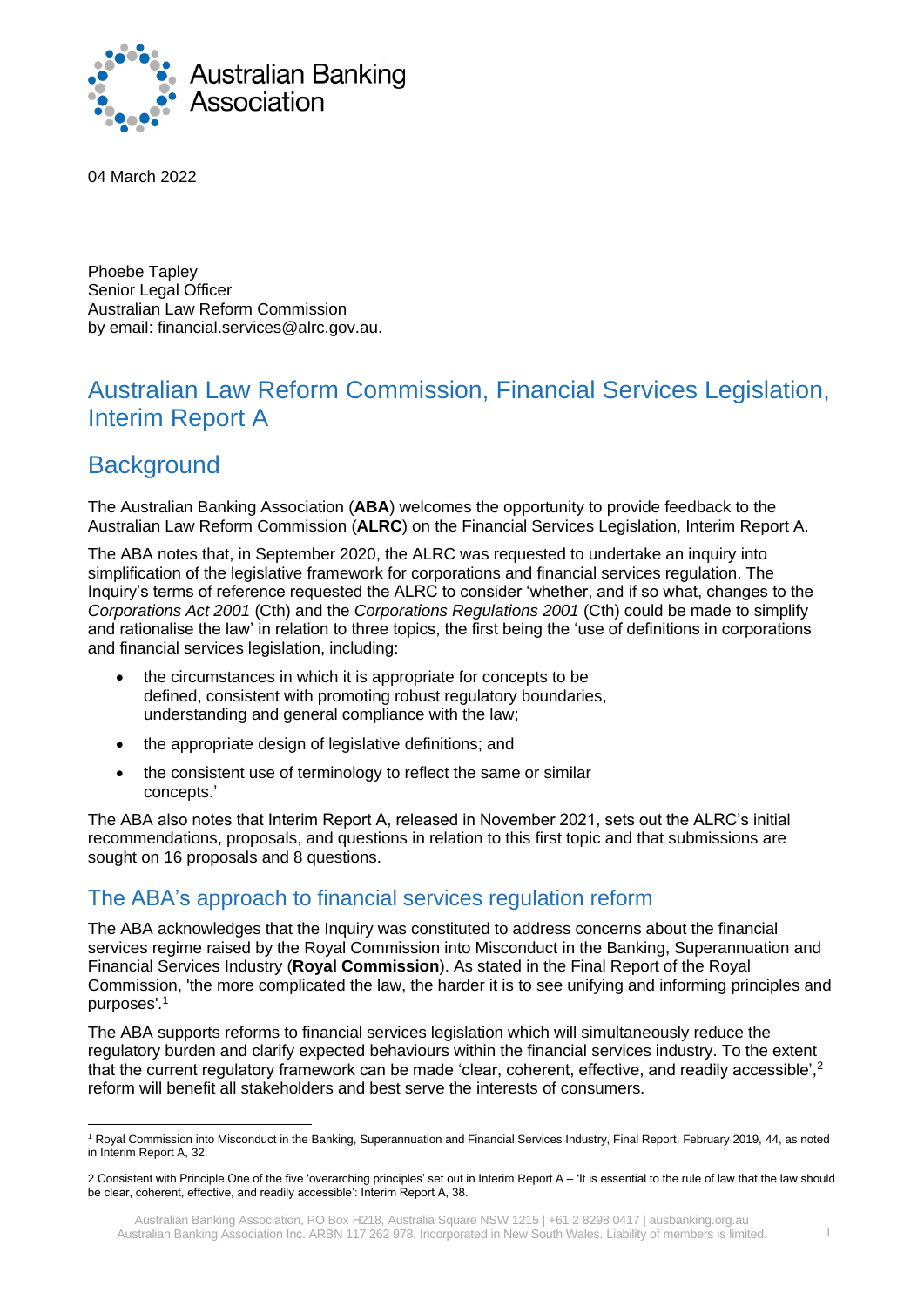Australian Banking Association

04 March 2022

Phoebe Tapley
Senior Legal Officer
Australian Law Reform Commission
by email: financial.services@alrc.gov.au.

# Australian Law Reform Commission, Financial Services Legislation, Interim Report A

# Background

The Australian Banking Association (**ABA**) welcomes the opportunity to provide feedback to the Australian Law Reform Commission (**ALRC**) on the Financial Services Legislation, Interim Report A.

The ABA notes that, in September 2020, the ALRC was requested to undertake an inquiry into simplification of the legislative framework for corporations and financial services regulation. The Inquiry's terms of reference requested the ALRC to consider 'whether, and if so what, changes to the *Corporations Act 2001* (Cth) and the *Corporations Regulations 2001* (Cth) could be made to simplify and rationalise the law' in relation to three topics, the first being the 'use of definitions in corporations and financial services legislation, including:

- the circumstances in which it is appropriate for concepts to be defined, consistent with promoting robust regulatory boundaries, understanding and general compliance with the law;
- the appropriate design of legislative definitions; and
- the consistent use of terminology to reflect the same or similar concepts.'

The ABA also notes that Interim Report A, released in November 2021, sets out the ALRC's initial recommendations, proposals, and questions in relation to this first topic and that submissions are sought on 16 proposals and 8 questions.

## The ABA's approach to financial services regulation reform

The ABA acknowledges that the Inquiry was constituted to address concerns about the financial services regime raised by the Royal Commission into Misconduct in the Banking, Superannuation and Financial Services Industry (**Royal Commission**). As stated in the Final Report of the Royal Commission, 'the more complicated the law, the harder it is to see unifying and informing principles and purposes'.[1]

The ABA supports reforms to financial services legislation which will simultaneously reduce the regulatory burden and clarify expected behaviours within the financial services industry. To the extent that the current regulatory framework can be made 'clear, coherent, effective, and readily accessible',[2] reform will benefit all stakeholders and best serve the interests of consumers.

[1] Royal Commission into Misconduct in the Banking, Superannuation and Financial Services Industry, Final Report, February 2019, 44, as noted in Interim Report A, 32.

[2] Consistent with Principle One of the five 'overarching principles' set out in Interim Report A – 'It is essential to the rule of law that the law should be clear, coherent, effective, and readily accessible': Interim Report A, 38.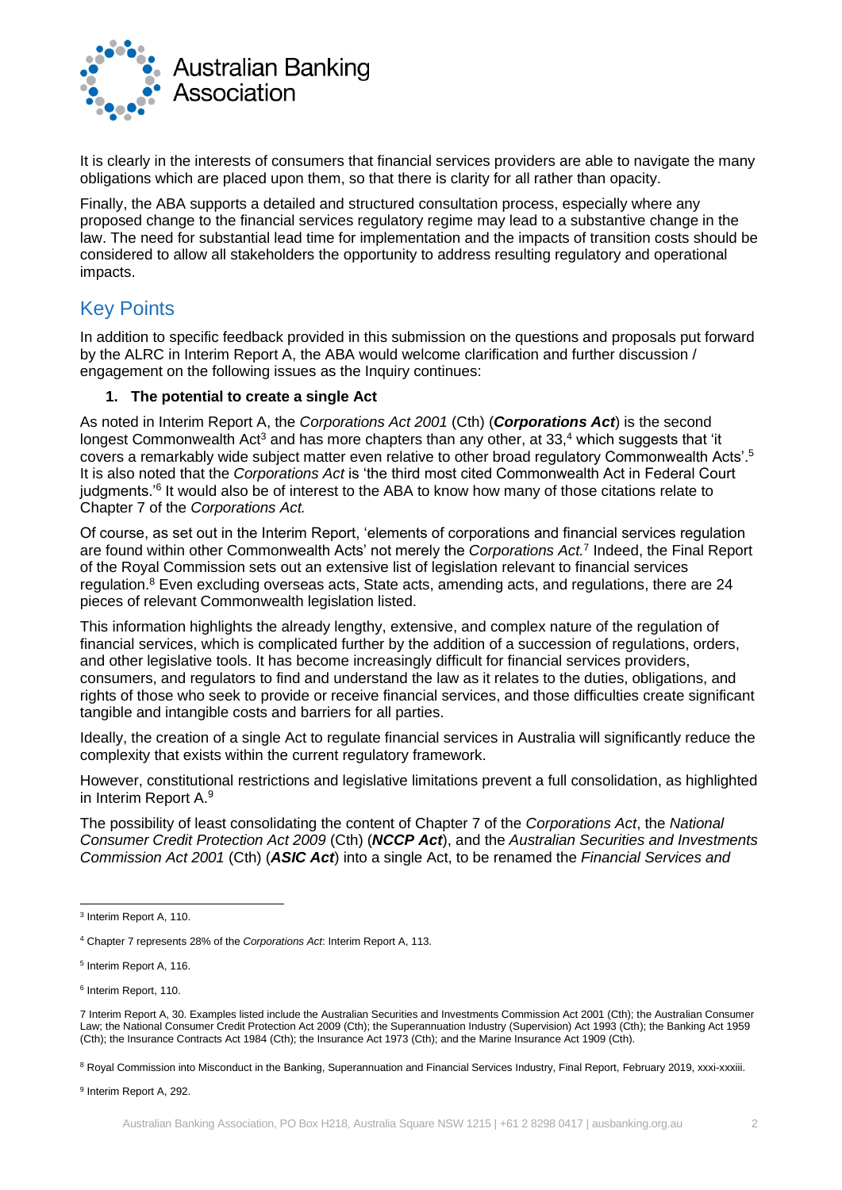It is clearly in the interests of consumers that financial services providers are able to navigate the many obligations which are placed upon them, so that there is clarity for all rather than opacity.

Finally, the ABA supports a detailed and structured consultation process, especially where any proposed change to the financial services regulatory regime may lead to a substantive change in the law. The need for substantial lead time for implementation and the impacts of transition costs should be considered to allow all stakeholders the opportunity to address resulting regulatory and operational impacts.

## Key Points

In addition to specific feedback provided in this submission on the questions and proposals put forward by the ALRC in Interim Report A, the ABA would welcome clarification and further discussion / engagement on the following issues as the Inquiry continues:

**1. The potential to create a single Act**

As noted in Interim Report A, the *Corporations Act 2001* (Cth) (***Corporations Act***) is the second longest Commonwealth Act[3] and has more chapters than any other, at 33,[4] which suggests that 'it covers a remarkably wide subject matter even relative to other broad regulatory Commonwealth Acts'.[5] It is also noted that the *Corporations Act* is 'the third most cited Commonwealth Act in Federal Court judgments.'[6] It would also be of interest to the ABA to know how many of those citations relate to Chapter 7 of the *Corporations Act.*

Of course, as set out in the Interim Report, 'elements of corporations and financial services regulation are found within other Commonwealth Acts' not merely the *Corporations Act.*[7] Indeed, the Final Report of the Royal Commission sets out an extensive list of legislation relevant to financial services regulation.[8] Even excluding overseas acts, State acts, amending acts, and regulations, there are 24 pieces of relevant Commonwealth legislation listed.

This information highlights the already lengthy, extensive, and complex nature of the regulation of financial services, which is complicated further by the addition of a succession of regulations, orders, and other legislative tools. It has become increasingly difficult for financial services providers, consumers, and regulators to find and understand the law as it relates to the duties, obligations, and rights of those who seek to provide or receive financial services, and those difficulties create significant tangible and intangible costs and barriers for all parties.

Ideally, the creation of a single Act to regulate financial services in Australia will significantly reduce the complexity that exists within the current regulatory framework.

However, constitutional restrictions and legislative limitations prevent a full consolidation, as highlighted in Interim Report A.[9]

The possibility of least consolidating the content of Chapter 7 of the *Corporations Act*, the *National Consumer Credit Protection Act 2009* (Cth) (***NCCP Act***), and the *Australian Securities and Investments Commission Act 2001* (Cth) (***ASIC Act***) into a single Act, to be renamed the *Financial Services and*

---

[3] Interim Report A, 110.

[4] Chapter 7 represents 28% of the *Corporations Act*: Interim Report A, 113.

[5] Interim Report A, 116.

[6] Interim Report, 110.

[7] Interim Report A, 30. Examples listed include the Australian Securities and Investments Commission Act 2001 (Cth); the Australian Consumer Law; the National Consumer Credit Protection Act 2009 (Cth); the Superannuation Industry (Supervision) Act 1993 (Cth); the Banking Act 1959 (Cth); the Insurance Contracts Act 1984 (Cth); the Insurance Act 1973 (Cth); and the Marine Insurance Act 1909 (Cth).

[8] Royal Commission into Misconduct in the Banking, Superannuation and Financial Services Industry, Final Report, February 2019, xxxi-xxxiii.

[9] Interim Report A, 292.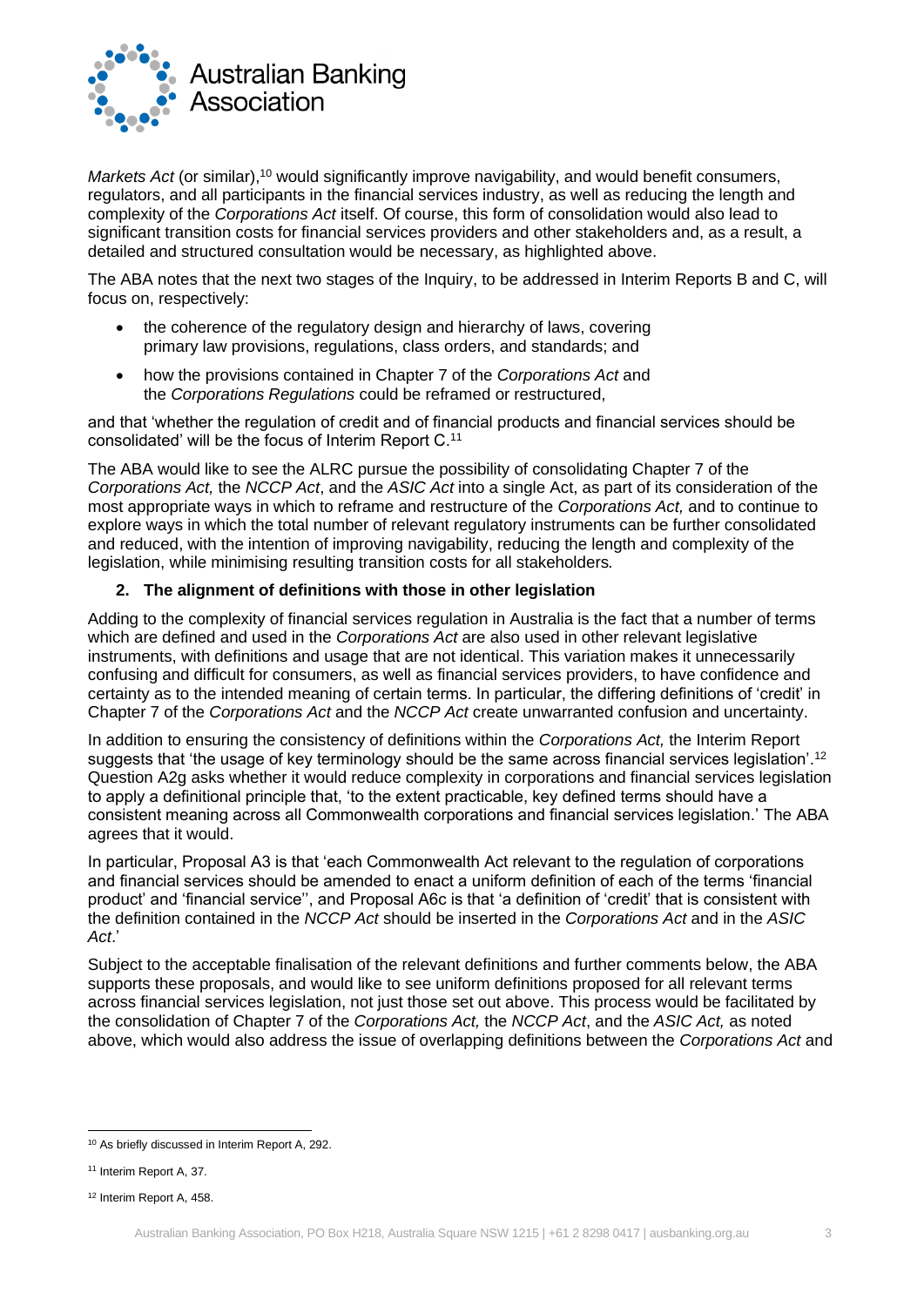*Markets Act* (or similar),[10] would significantly improve navigability, and would benefit consumers, regulators, and all participants in the financial services industry, as well as reducing the length and complexity of the *Corporations Act* itself. Of course, this form of consolidation would also lead to significant transition costs for financial services providers and other stakeholders and, as a result, a detailed and structured consultation would be necessary, as highlighted above.

The ABA notes that the next two stages of the Inquiry, to be addressed in Interim Reports B and C, will focus on, respectively:

- the coherence of the regulatory design and hierarchy of laws, covering primary law provisions, regulations, class orders, and standards; and
- how the provisions contained in Chapter 7 of the *Corporations Act* and the *Corporations Regulations* could be reframed or restructured,

and that 'whether the regulation of credit and of financial products and financial services should be consolidated' will be the focus of Interim Report C.[11]

The ABA would like to see the ALRC pursue the possibility of consolidating Chapter 7 of the *Corporations Act,* the *NCCP Act*, and the *ASIC Act* into a single Act, as part of its consideration of the most appropriate ways in which to reframe and restructure of the *Corporations Act,* and to continue to explore ways in which the total number of relevant regulatory instruments can be further consolidated and reduced, with the intention of improving navigability, reducing the length and complexity of the legislation, while minimising resulting transition costs for all stakeholders*.*

## 2. The alignment of definitions with those in other legislation

Adding to the complexity of financial services regulation in Australia is the fact that a number of terms which are defined and used in the *Corporations Act* are also used in other relevant legislative instruments, with definitions and usage that are not identical. This variation makes it unnecessarily confusing and difficult for consumers, as well as financial services providers, to have confidence and certainty as to the intended meaning of certain terms. In particular, the differing definitions of 'credit' in Chapter 7 of the *Corporations Act* and the *NCCP Act* create unwarranted confusion and uncertainty.

In addition to ensuring the consistency of definitions within the *Corporations Act,* the Interim Report suggests that 'the usage of key terminology should be the same across financial services legislation'.[12] Question A2g asks whether it would reduce complexity in corporations and financial services legislation to apply a definitional principle that, 'to the extent practicable, key defined terms should have a consistent meaning across all Commonwealth corporations and financial services legislation.' The ABA agrees that it would.

In particular, Proposal A3 is that 'each Commonwealth Act relevant to the regulation of corporations and financial services should be amended to enact a uniform definition of each of the terms 'financial product' and 'financial service'', and Proposal A6c is that 'a definition of 'credit' that is consistent with the definition contained in the *NCCP Act* should be inserted in the *Corporations Act* and in the *ASIC Act*.'

Subject to the acceptable finalisation of the relevant definitions and further comments below, the ABA supports these proposals, and would like to see uniform definitions proposed for all relevant terms across financial services legislation, not just those set out above. This process would be facilitated by the consolidation of Chapter 7 of the *Corporations Act,* the *NCCP Act*, and the *ASIC Act,* as noted above, which would also address the issue of overlapping definitions between the *Corporations Act* and

[10] As briefly discussed in Interim Report A, 292.

[11] Interim Report A, 37.

[12] Interim Report A, 458.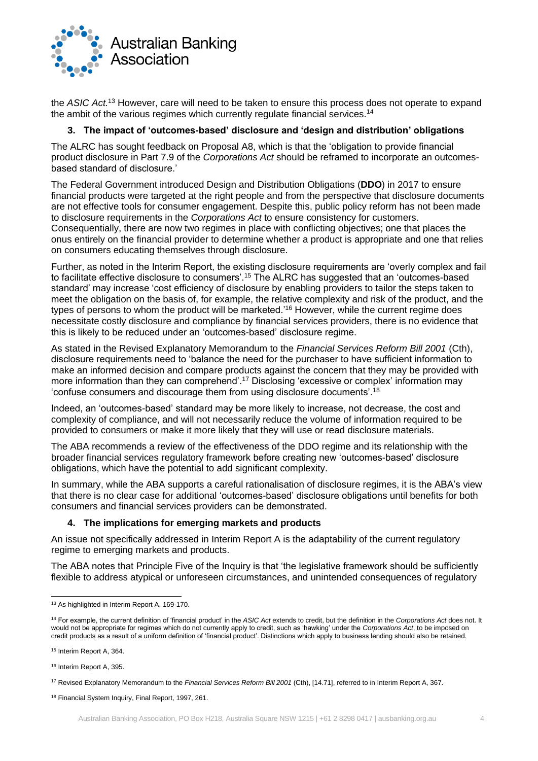the *ASIC Act.*[13] However, care will need to be taken to ensure this process does not operate to expand the ambit of the various regimes which currently regulate financial services.[14]

### 3. The impact of 'outcomes-based' disclosure and 'design and distribution' obligations

The ALRC has sought feedback on Proposal A8, which is that the 'obligation to provide financial product disclosure in Part 7.9 of the *Corporations Act* should be reframed to incorporate an outcomes-based standard of disclosure.'

The Federal Government introduced Design and Distribution Obligations (**DDO**) in 2017 to ensure financial products were targeted at the right people and from the perspective that disclosure documents are not effective tools for consumer engagement. Despite this, public policy reform has not been made to disclosure requirements in the *Corporations Act* to ensure consistency for customers. Consequentially, there are now two regimes in place with conflicting objectives; one that places the onus entirely on the financial provider to determine whether a product is appropriate and one that relies on consumers educating themselves through disclosure.

Further, as noted in the Interim Report, the existing disclosure requirements are 'overly complex and fail to facilitate effective disclosure to consumers'.[15] The ALRC has suggested that an 'outcomes-based standard' may increase 'cost efficiency of disclosure by enabling providers to tailor the steps taken to meet the obligation on the basis of, for example, the relative complexity and risk of the product, and the types of persons to whom the product will be marketed.'[16] However, while the current regime does necessitate costly disclosure and compliance by financial services providers, there is no evidence that this is likely to be reduced under an 'outcomes-based' disclosure regime.

As stated in the Revised Explanatory Memorandum to the *Financial Services Reform Bill 2001* (Cth), disclosure requirements need to 'balance the need for the purchaser to have sufficient information to make an informed decision and compare products against the concern that they may be provided with more information than they can comprehend'.[17] Disclosing 'excessive or complex' information may 'confuse consumers and discourage them from using disclosure documents'.[18]

Indeed, an 'outcomes-based' standard may be more likely to increase, not decrease, the cost and complexity of compliance, and will not necessarily reduce the volume of information required to be provided to consumers or make it more likely that they will use or read disclosure materials.

The ABA recommends a review of the effectiveness of the DDO regime and its relationship with the broader financial services regulatory framework before creating new 'outcomes-based' disclosure obligations, which have the potential to add significant complexity.

In summary, while the ABA supports a careful rationalisation of disclosure regimes, it is the ABA's view that there is no clear case for additional 'outcomes-based' disclosure obligations until benefits for both consumers and financial services providers can be demonstrated.

### 4. The implications for emerging markets and products

An issue not specifically addressed in Interim Report A is the adaptability of the current regulatory regime to emerging markets and products.

The ABA notes that Principle Five of the Inquiry is that 'the legislative framework should be sufficiently flexible to address atypical or unforeseen circumstances, and unintended consequences of regulatory

---

[13] As highlighted in Interim Report A, 169-170.

[14] For example, the current definition of 'financial product' in the *ASIC Act* extends to credit, but the definition in the *Corporations Act* does not. It would not be appropriate for regimes which do not currently apply to credit, such as 'hawking' under the *Corporations Act*, to be imposed on credit products as a result of a uniform definition of 'financial product'. Distinctions which apply to business lending should also be retained.

[15] Interim Report A, 364.

[16] Interim Report A, 395.

[17] Revised Explanatory Memorandum to the *Financial Services Reform Bill 2001* (Cth), [14.71], referred to in Interim Report A, 367.

[18] Financial System Inquiry, Final Report, 1997, 261.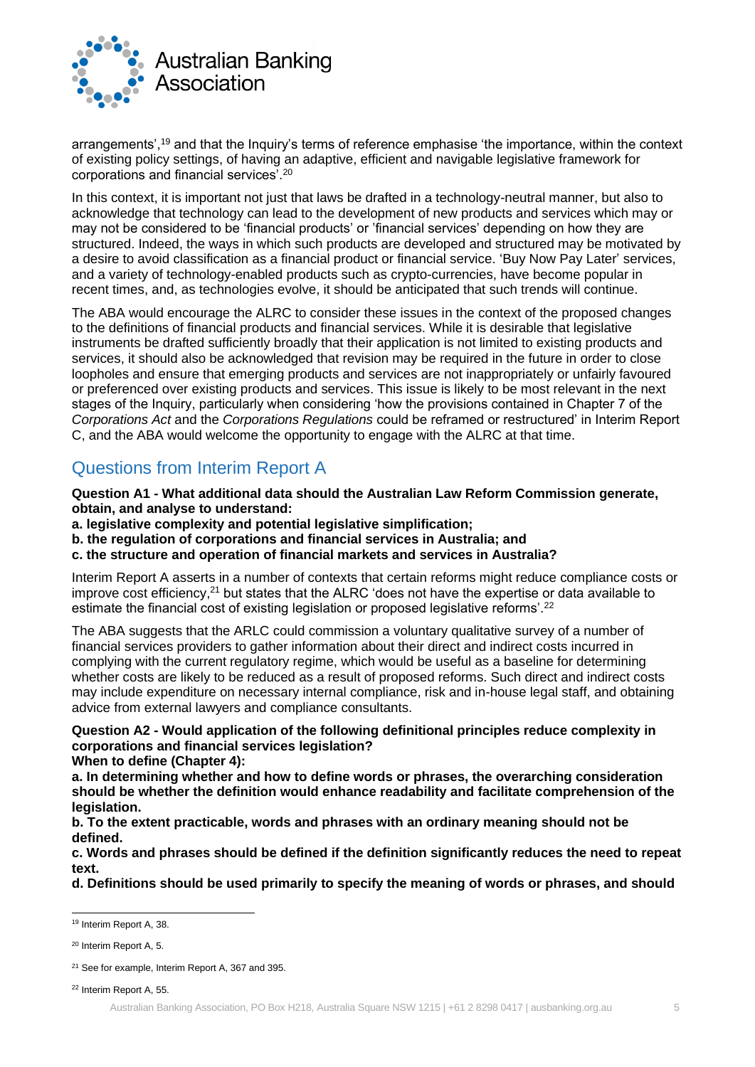arrangements',[19] and that the Inquiry's terms of reference emphasise 'the importance, within the context of existing policy settings, of having an adaptive, efficient and navigable legislative framework for corporations and financial services'.[20]

In this context, it is important not just that laws be drafted in a technology-neutral manner, but also to acknowledge that technology can lead to the development of new products and services which may or may not be considered to be 'financial products' or 'financial services' depending on how they are structured. Indeed, the ways in which such products are developed and structured may be motivated by a desire to avoid classification as a financial product or financial service. 'Buy Now Pay Later' services, and a variety of technology-enabled products such as crypto-currencies, have become popular in recent times, and, as technologies evolve, it should be anticipated that such trends will continue.

The ABA would encourage the ALRC to consider these issues in the context of the proposed changes to the definitions of financial products and financial services. While it is desirable that legislative instruments be drafted sufficiently broadly that their application is not limited to existing products and services, it should also be acknowledged that revision may be required in the future in order to close loopholes and ensure that emerging products and services are not inappropriately or unfairly favoured or preferenced over existing products and services. This issue is likely to be most relevant in the next stages of the Inquiry, particularly when considering 'how the provisions contained in Chapter 7 of the *Corporations Act* and the *Corporations Regulations* could be reframed or restructured' in Interim Report C, and the ABA would welcome the opportunity to engage with the ALRC at that time.

## Questions from Interim Report A

**Question A1 - What additional data should the Australian Law Reform Commission generate, obtain, and analyse to understand:**
**a. legislative complexity and potential legislative simplification;**
**b. the regulation of corporations and financial services in Australia; and**
**c. the structure and operation of financial markets and services in Australia?**

Interim Report A asserts in a number of contexts that certain reforms might reduce compliance costs or improve cost efficiency,[21] but states that the ALRC 'does not have the expertise or data available to estimate the financial cost of existing legislation or proposed legislative reforms'.[22]

The ABA suggests that the ARLC could commission a voluntary qualitative survey of a number of financial services providers to gather information about their direct and indirect costs incurred in complying with the current regulatory regime, which would be useful as a baseline for determining whether costs are likely to be reduced as a result of proposed reforms. Such direct and indirect costs may include expenditure on necessary internal compliance, risk and in-house legal staff, and obtaining advice from external lawyers and compliance consultants.

**Question A2 - Would application of the following definitional principles reduce complexity in corporations and financial services legislation?**
**When to define (Chapter 4):**
**a. In determining whether and how to define words or phrases, the overarching consideration should be whether the definition would enhance readability and facilitate comprehension of the legislation.**
**b. To the extent practicable, words and phrases with an ordinary meaning should not be defined.**
**c. Words and phrases should be defined if the definition significantly reduces the need to repeat text.**
**d. Definitions should be used primarily to specify the meaning of words or phrases, and should**

---

[19] Interim Report A, 38.

[20] Interim Report A, 5.

[21] See for example, Interim Report A, 367 and 395.

[22] Interim Report A, 55.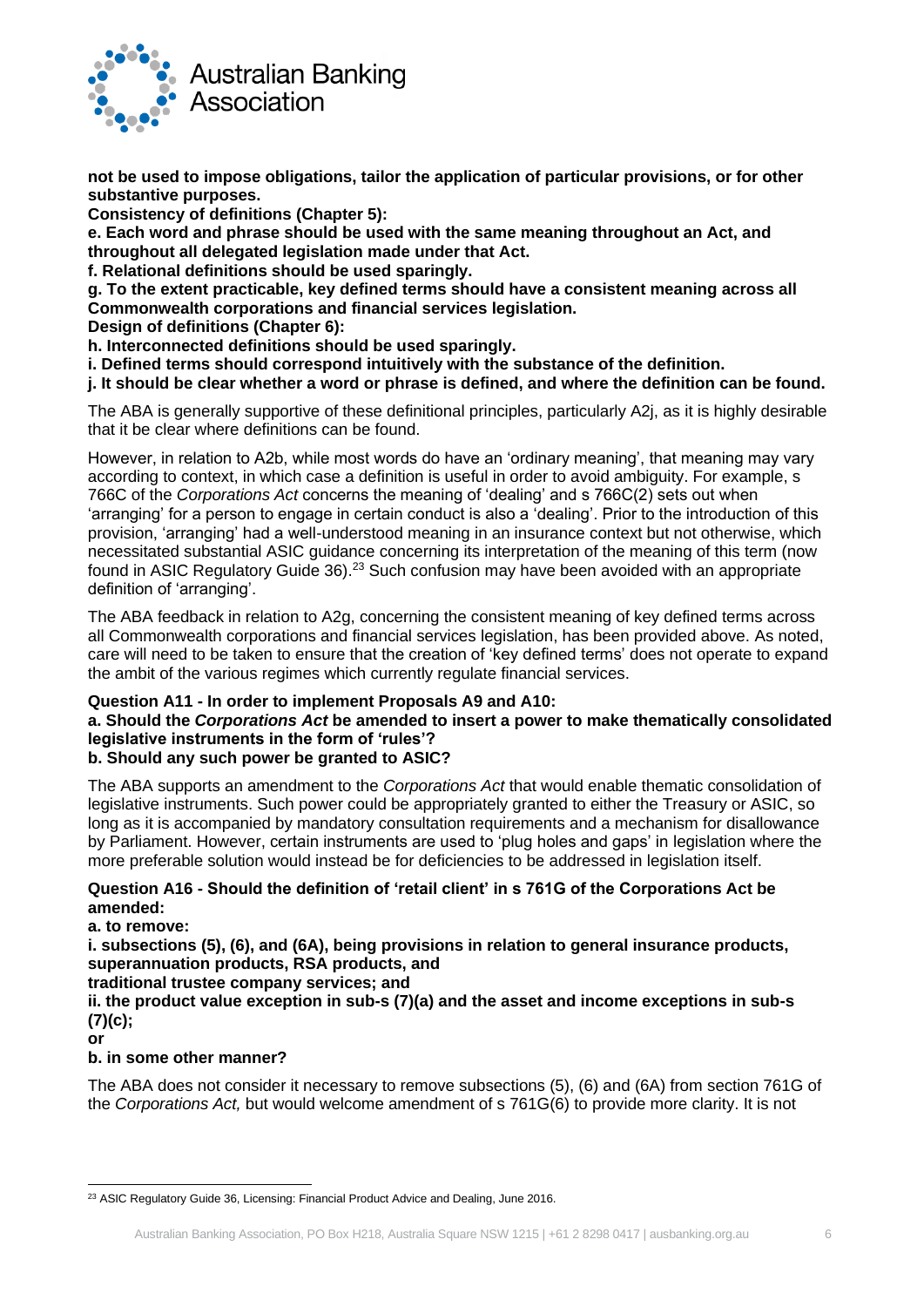**not be used to impose obligations, tailor the application of particular provisions, or for other substantive purposes.**

**Consistency of definitions (Chapter 5):**

**e. Each word and phrase should be used with the same meaning throughout an Act, and throughout all delegated legislation made under that Act.**

**f. Relational definitions should be used sparingly.**

**g. To the extent practicable, key defined terms should have a consistent meaning across all Commonwealth corporations and financial services legislation.**

**Design of definitions (Chapter 6):**

**h. Interconnected definitions should be used sparingly.**

**i. Defined terms should correspond intuitively with the substance of the definition.**

**j. It should be clear whether a word or phrase is defined, and where the definition can be found.**

The ABA is generally supportive of these definitional principles, particularly A2j, as it is highly desirable that it be clear where definitions can be found.

However, in relation to A2b, while most words do have an 'ordinary meaning', that meaning may vary according to context, in which case a definition is useful in order to avoid ambiguity. For example, s 766C of the *Corporations Act* concerns the meaning of 'dealing' and s 766C(2) sets out when 'arranging' for a person to engage in certain conduct is also a 'dealing'. Prior to the introduction of this provision, 'arranging' had a well-understood meaning in an insurance context but not otherwise, which necessitated substantial ASIC guidance concerning its interpretation of the meaning of this term (now found in ASIC Regulatory Guide 36).[23] Such confusion may have been avoided with an appropriate definition of 'arranging'.

The ABA feedback in relation to A2g, concerning the consistent meaning of key defined terms across all Commonwealth corporations and financial services legislation, has been provided above. As noted, care will need to be taken to ensure that the creation of 'key defined terms' does not operate to expand the ambit of the various regimes which currently regulate financial services.

**Question A11 - In order to implement Proposals A9 and A10:**

**a. Should the *Corporations Act* be amended to insert a power to make thematically consolidated legislative instruments in the form of 'rules'?**

**b. Should any such power be granted to ASIC?**

The ABA supports an amendment to the *Corporations Act* that would enable thematic consolidation of legislative instruments. Such power could be appropriately granted to either the Treasury or ASIC, so long as it is accompanied by mandatory consultation requirements and a mechanism for disallowance by Parliament. However, certain instruments are used to 'plug holes and gaps' in legislation where the more preferable solution would instead be for deficiencies to be addressed in legislation itself.

**Question A16 - Should the definition of 'retail client' in s 761G of the Corporations Act be amended:**

**a. to remove:**

**i. subsections (5), (6), and (6A), being provisions in relation to general insurance products, superannuation products, RSA products, and traditional trustee company services; and**

**ii. the product value exception in sub-s (7)(a) and the asset and income exceptions in sub-s (7)(c);**

**or**

**b. in some other manner?**

The ABA does not consider it necessary to remove subsections (5), (6) and (6A) from section 761G of the *Corporations Act,* but would welcome amendment of s 761G(6) to provide more clarity. It is not

---

[23] ASIC Regulatory Guide 36, Licensing: Financial Product Advice and Dealing, June 2016.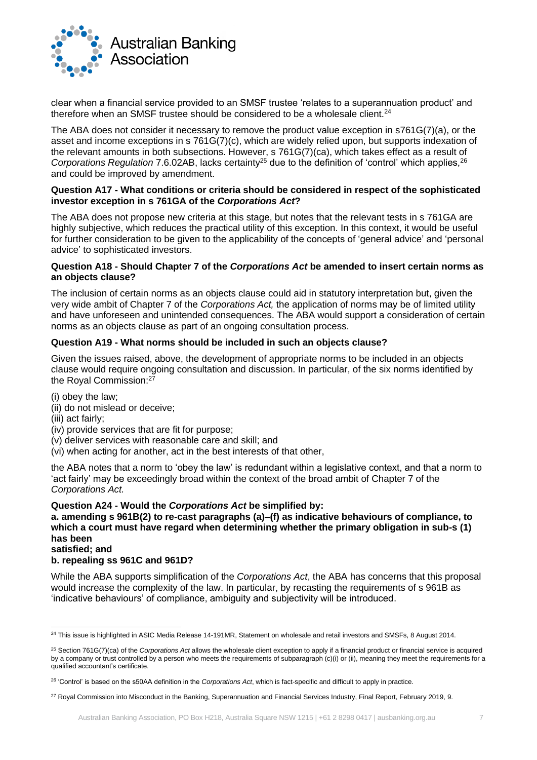clear when a financial service provided to an SMSF trustee 'relates to a superannuation product' and therefore when an SMSF trustee should be considered to be a wholesale client.[24]

The ABA does not consider it necessary to remove the product value exception in s761G(7)(a), or the asset and income exceptions in s 761G(7)(c), which are widely relied upon, but supports indexation of the relevant amounts in both subsections. However, s 761G(7)(ca), which takes effect as a result of *Corporations Regulation* 7.6.02AB, lacks certainty[25] due to the definition of 'control' which applies,[26] and could be improved by amendment.

**Question A17 - What conditions or criteria should be considered in respect of the sophisticated investor exception in s 761GA of the *Corporations Act*?**

The ABA does not propose new criteria at this stage, but notes that the relevant tests in s 761GA are highly subjective, which reduces the practical utility of this exception. In this context, it would be useful for further consideration to be given to the applicability of the concepts of 'general advice' and 'personal advice' to sophisticated investors.

**Question A18 - Should Chapter 7 of the *Corporations Act* be amended to insert certain norms as an objects clause?**

The inclusion of certain norms as an objects clause could aid in statutory interpretation but, given the very wide ambit of Chapter 7 of the *Corporations Act,* the application of norms may be of limited utility and have unforeseen and unintended consequences. The ABA would support a consideration of certain norms as an objects clause as part of an ongoing consultation process.

**Question A19 - What norms should be included in such an objects clause?**

Given the issues raised, above, the development of appropriate norms to be included in an objects clause would require ongoing consultation and discussion. In particular, of the six norms identified by the Royal Commission:[27]

(i) obey the law;
(ii) do not mislead or deceive;
(iii) act fairly;
(iv) provide services that are fit for purpose;
(v) deliver services with reasonable care and skill; and
(vi) when acting for another, act in the best interests of that other,

the ABA notes that a norm to 'obey the law' is redundant within a legislative context, and that a norm to 'act fairly' may be exceedingly broad within the context of the broad ambit of Chapter 7 of the *Corporations Act.*

**Question A24 - Would the *Corporations Act* be simplified by:**
**a. amending s 961B(2) to re-cast paragraphs (a)–(f) as indicative behaviours of compliance, to which a court must have regard when determining whether the primary obligation in sub-s (1) has been satisfied; and**
**b. repealing ss 961C and 961D?**

While the ABA supports simplification of the *Corporations Act*, the ABA has concerns that this proposal would increase the complexity of the law. In particular, by recasting the requirements of s 961B as 'indicative behaviours' of compliance, ambiguity and subjectivity will be introduced.

---

[24] This issue is highlighted in ASIC Media Release 14-191MR, Statement on wholesale and retail investors and SMSFs, 8 August 2014.

[25] Section 761G(7)(ca) of the *Corporations Act* allows the wholesale client exception to apply if a financial product or financial service is acquired by a company or trust controlled by a person who meets the requirements of subparagraph (c)(i) or (ii), meaning they meet the requirements for a qualified accountant's certificate.

[26] 'Control' is based on the s50AA definition in the *Corporations Act*, which is fact-specific and difficult to apply in practice.

[27] Royal Commission into Misconduct in the Banking, Superannuation and Financial Services Industry, Final Report, February 2019, 9.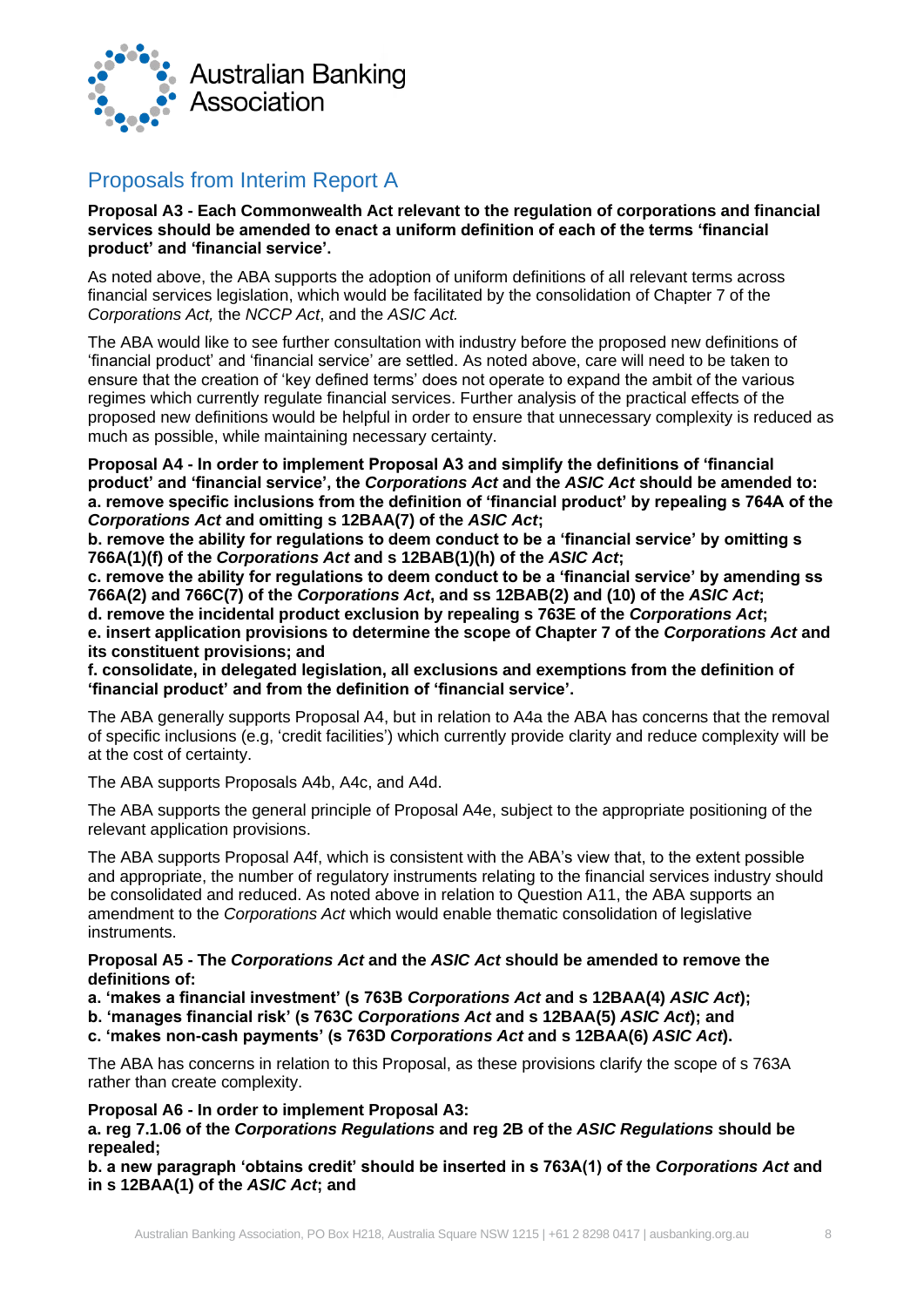## Proposals from Interim Report A

**Proposal A3 - Each Commonwealth Act relevant to the regulation of corporations and financial services should be amended to enact a uniform definition of each of the terms 'financial product' and 'financial service'.**

As noted above, the ABA supports the adoption of uniform definitions of all relevant terms across financial services legislation, which would be facilitated by the consolidation of Chapter 7 of the *Corporations Act,* the *NCCP Act*, and the *ASIC Act.*

The ABA would like to see further consultation with industry before the proposed new definitions of 'financial product' and 'financial service' are settled. As noted above, care will need to be taken to ensure that the creation of 'key defined terms' does not operate to expand the ambit of the various regimes which currently regulate financial services. Further analysis of the practical effects of the proposed new definitions would be helpful in order to ensure that unnecessary complexity is reduced as much as possible, while maintaining necessary certainty.

**Proposal A4 - In order to implement Proposal A3 and simplify the definitions of 'financial product' and 'financial service', the *Corporations Act* and the *ASIC Act* should be amended to:**
**a. remove specific inclusions from the definition of 'financial product' by repealing s 764A of the *Corporations Act* and omitting s 12BAA(7) of the *ASIC Act*;**
**b. remove the ability for regulations to deem conduct to be a 'financial service' by omitting s 766A(1)(f) of the *Corporations Act* and s 12BAB(1)(h) of the *ASIC Act*;**
**c. remove the ability for regulations to deem conduct to be a 'financial service' by amending ss 766A(2) and 766C(7) of the *Corporations Act*, and ss 12BAB(2) and (10) of the *ASIC Act*;**
**d. remove the incidental product exclusion by repealing s 763E of the *Corporations Act*;**
**e. insert application provisions to determine the scope of Chapter 7 of the *Corporations Act* and its constituent provisions; and**
**f. consolidate, in delegated legislation, all exclusions and exemptions from the definition of 'financial product' and from the definition of 'financial service'.**

The ABA generally supports Proposal A4, but in relation to A4a the ABA has concerns that the removal of specific inclusions (e.g, 'credit facilities') which currently provide clarity and reduce complexity will be at the cost of certainty.

The ABA supports Proposals A4b, A4c, and A4d.

The ABA supports the general principle of Proposal A4e, subject to the appropriate positioning of the relevant application provisions.

The ABA supports Proposal A4f, which is consistent with the ABA's view that, to the extent possible and appropriate, the number of regulatory instruments relating to the financial services industry should be consolidated and reduced. As noted above in relation to Question A11, the ABA supports an amendment to the *Corporations Act* which would enable thematic consolidation of legislative instruments.

**Proposal A5 - The *Corporations Act* and the *ASIC Act* should be amended to remove the definitions of:**
**a. 'makes a financial investment' (s 763B *Corporations Act* and s 12BAA(4) *ASIC Act*);**
**b. 'manages financial risk' (s 763C *Corporations Act* and s 12BAA(5) *ASIC Act*); and**
**c. 'makes non-cash payments' (s 763D *Corporations Act* and s 12BAA(6) *ASIC Act*).**

The ABA has concerns in relation to this Proposal, as these provisions clarify the scope of s 763A rather than create complexity.

**Proposal A6 - In order to implement Proposal A3:**
**a. reg 7.1.06 of the *Corporations Regulations* and reg 2B of the *ASIC Regulations* should be repealed;**
**b. a new paragraph 'obtains credit' should be inserted in s 763A(1) of the *Corporations Act* and in s 12BAA(1) of the *ASIC Act*; and**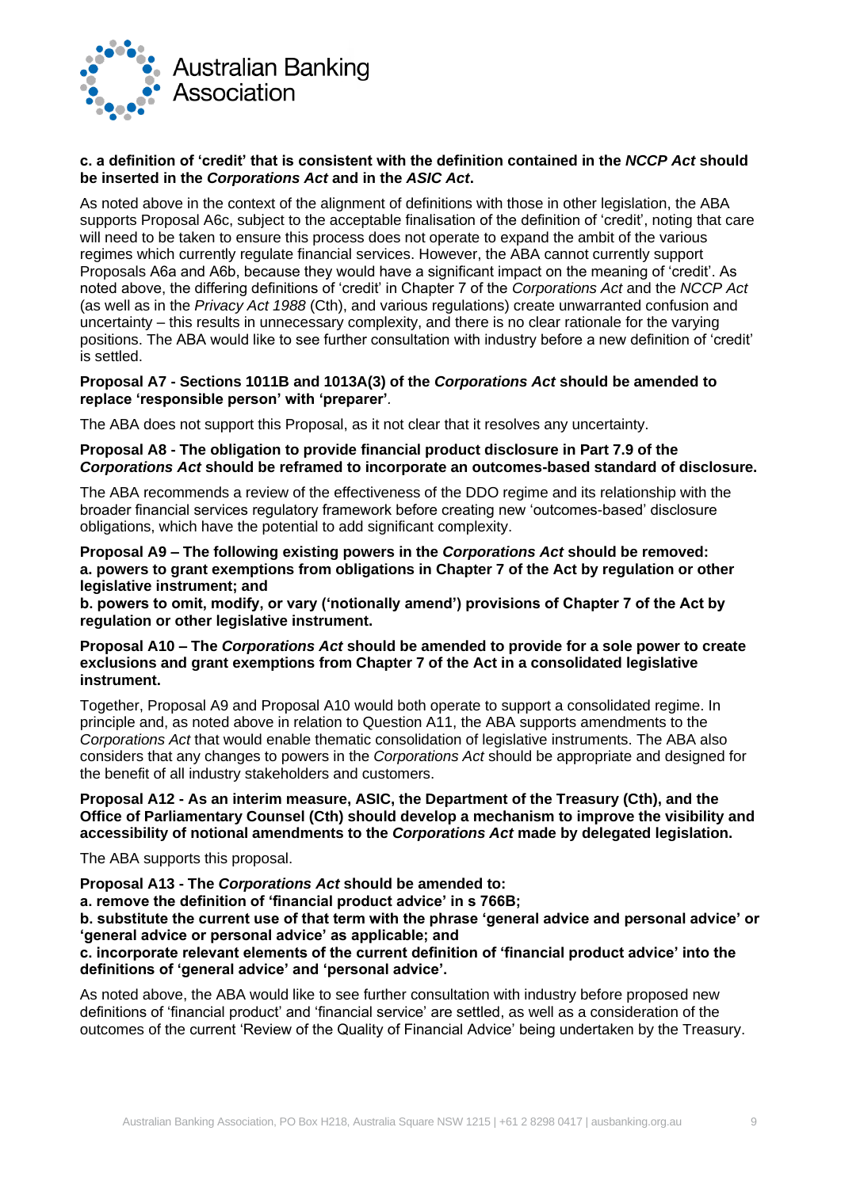**c. a definition of 'credit' that is consistent with the definition contained in the *NCCP Act* should be inserted in the *Corporations Act* and in the *ASIC Act*.**

As noted above in the context of the alignment of definitions with those in other legislation, the ABA supports Proposal A6c, subject to the acceptable finalisation of the definition of 'credit', noting that care will need to be taken to ensure this process does not operate to expand the ambit of the various regimes which currently regulate financial services. However, the ABA cannot currently support Proposals A6a and A6b, because they would have a significant impact on the meaning of 'credit'. As noted above, the differing definitions of 'credit' in Chapter 7 of the *Corporations Act* and the *NCCP Act* (as well as in the *Privacy Act 1988* (Cth), and various regulations) create unwarranted confusion and uncertainty – this results in unnecessary complexity, and there is no clear rationale for the varying positions. The ABA would like to see further consultation with industry before a new definition of 'credit' is settled.

**Proposal A7 - Sections 1011B and 1013A(3) of the *Corporations Act* should be amended to replace 'responsible person' with 'preparer'**.

The ABA does not support this Proposal, as it not clear that it resolves any uncertainty.

**Proposal A8 - The obligation to provide financial product disclosure in Part 7.9 of the *Corporations Act* should be reframed to incorporate an outcomes-based standard of disclosure.**

The ABA recommends a review of the effectiveness of the DDO regime and its relationship with the broader financial services regulatory framework before creating new 'outcomes-based' disclosure obligations, which have the potential to add significant complexity.

**Proposal A9 – The following existing powers in the *Corporations Act* should be removed:**
**a. powers to grant exemptions from obligations in Chapter 7 of the Act by regulation or other legislative instrument; and**
**b. powers to omit, modify, or vary ('notionally amend') provisions of Chapter 7 of the Act by regulation or other legislative instrument.**

**Proposal A10 – The *Corporations Act* should be amended to provide for a sole power to create exclusions and grant exemptions from Chapter 7 of the Act in a consolidated legislative instrument.**

Together, Proposal A9 and Proposal A10 would both operate to support a consolidated regime. In principle and, as noted above in relation to Question A11, the ABA supports amendments to the *Corporations Act* that would enable thematic consolidation of legislative instruments. The ABA also considers that any changes to powers in the *Corporations Act* should be appropriate and designed for the benefit of all industry stakeholders and customers.

**Proposal A12 - As an interim measure, ASIC, the Department of the Treasury (Cth), and the Office of Parliamentary Counsel (Cth) should develop a mechanism to improve the visibility and accessibility of notional amendments to the *Corporations Act* made by delegated legislation.**

The ABA supports this proposal.

**Proposal A13 - The *Corporations Act* should be amended to:**
**a. remove the definition of 'financial product advice' in s 766B;**
**b. substitute the current use of that term with the phrase 'general advice and personal advice' or 'general advice or personal advice' as applicable; and**
**c. incorporate relevant elements of the current definition of 'financial product advice' into the definitions of 'general advice' and 'personal advice'.**

As noted above, the ABA would like to see further consultation with industry before proposed new definitions of 'financial product' and 'financial service' are settled, as well as a consideration of the outcomes of the current 'Review of the Quality of Financial Advice' being undertaken by the Treasury.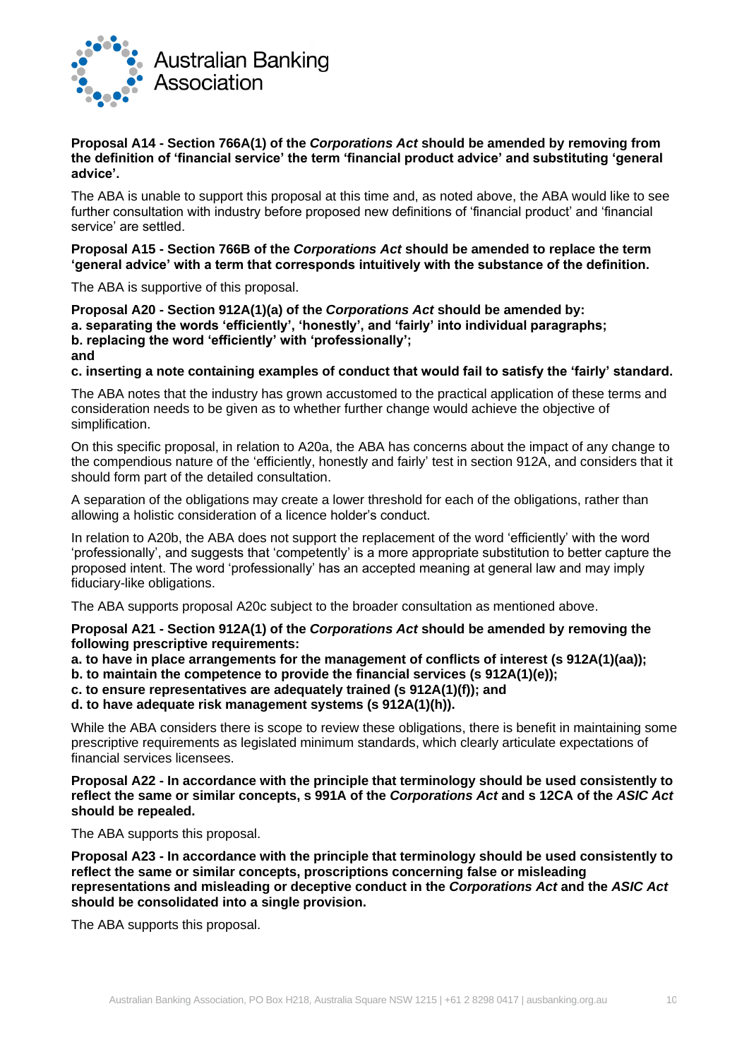**Proposal A14 - Section 766A(1) of the *Corporations Act* should be amended by removing from the definition of 'financial service' the term 'financial product advice' and substituting 'general advice'.**

The ABA is unable to support this proposal at this time and, as noted above, the ABA would like to see further consultation with industry before proposed new definitions of 'financial product' and 'financial service' are settled.

**Proposal A15 - Section 766B of the *Corporations Act* should be amended to replace the term 'general advice' with a term that corresponds intuitively with the substance of the definition.**

The ABA is supportive of this proposal.

**Proposal A20 - Section 912A(1)(a) of the *Corporations Act* should be amended by:**
**a. separating the words 'efficiently', 'honestly', and 'fairly' into individual paragraphs;**
**b. replacing the word 'efficiently' with 'professionally';**
**and**
**c. inserting a note containing examples of conduct that would fail to satisfy the 'fairly' standard.**

The ABA notes that the industry has grown accustomed to the practical application of these terms and consideration needs to be given as to whether further change would achieve the objective of simplification.

On this specific proposal, in relation to A20a, the ABA has concerns about the impact of any change to the compendious nature of the 'efficiently, honestly and fairly' test in section 912A, and considers that it should form part of the detailed consultation.

A separation of the obligations may create a lower threshold for each of the obligations, rather than allowing a holistic consideration of a licence holder's conduct.

In relation to A20b, the ABA does not support the replacement of the word 'efficiently' with the word 'professionally', and suggests that 'competently' is a more appropriate substitution to better capture the proposed intent. The word 'professionally' has an accepted meaning at general law and may imply fiduciary-like obligations.

The ABA supports proposal A20c subject to the broader consultation as mentioned above.

**Proposal A21 - Section 912A(1) of the *Corporations Act* should be amended by removing the following prescriptive requirements:**
**a. to have in place arrangements for the management of conflicts of interest (s 912A(1)(aa));**
**b. to maintain the competence to provide the financial services (s 912A(1)(e));**
**c. to ensure representatives are adequately trained (s 912A(1)(f)); and**
**d. to have adequate risk management systems (s 912A(1)(h)).**

While the ABA considers there is scope to review these obligations, there is benefit in maintaining some prescriptive requirements as legislated minimum standards, which clearly articulate expectations of financial services licensees.

**Proposal A22 - In accordance with the principle that terminology should be used consistently to reflect the same or similar concepts, s 991A of the *Corporations Act* and s 12CA of the *ASIC Act* should be repealed.**

The ABA supports this proposal.

**Proposal A23 - In accordance with the principle that terminology should be used consistently to reflect the same or similar concepts, proscriptions concerning false or misleading representations and misleading or deceptive conduct in the *Corporations Act* and the *ASIC Act* should be consolidated into a single provision.**

The ABA supports this proposal.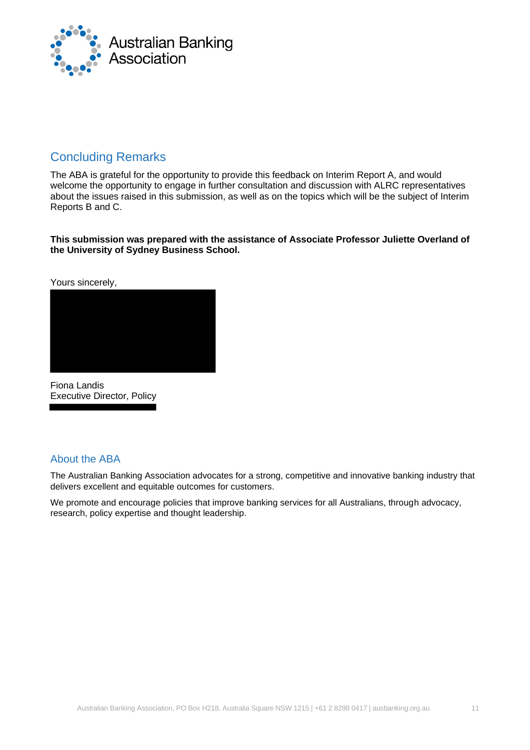## Concluding Remarks

The ABA is grateful for the opportunity to provide this feedback on Interim Report A, and would welcome the opportunity to engage in further consultation and discussion with ALRC representatives about the issues raised in this submission, as well as on the topics which will be the subject of Interim Reports B and C.

**This submission was prepared with the assistance of Associate Professor Juliette Overland of the University of Sydney Business School.**

Yours sincerely,

Fiona Landis
Executive Director, Policy

## About the ABA

The Australian Banking Association advocates for a strong, competitive and innovative banking industry that delivers excellent and equitable outcomes for customers.

We promote and encourage policies that improve banking services for all Australians, through advocacy, research, policy expertise and thought leadership.